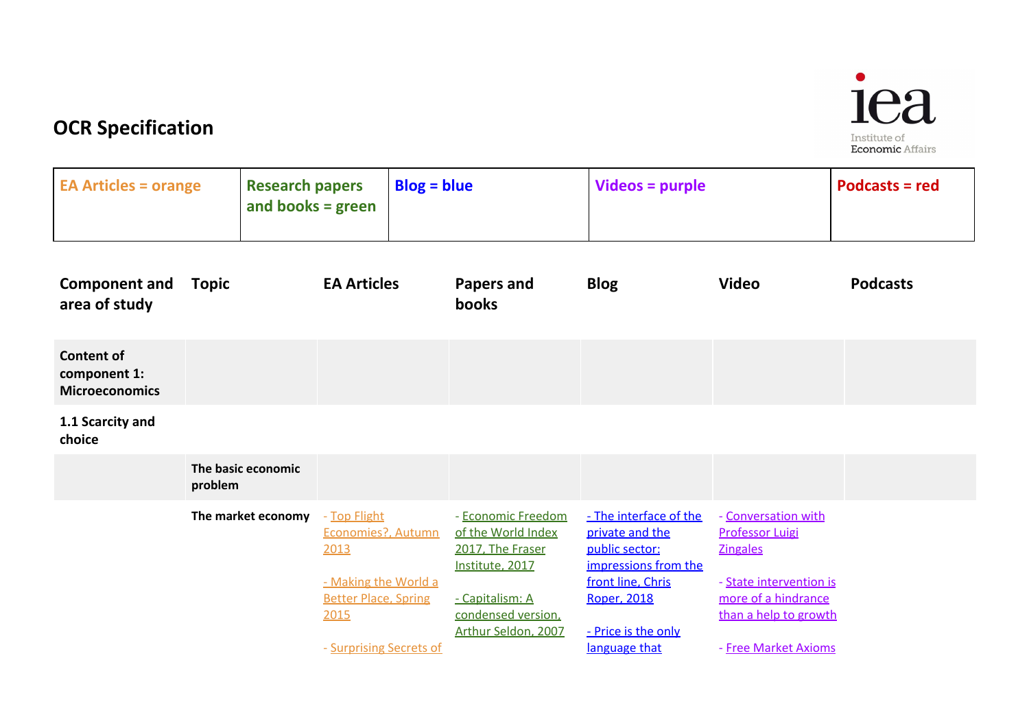# OCR Specification

| EA Articles = orange | Research papers and books = green | Blog = blue | Videos = purple | Podcasts = red |
|---|---|---|---|---|

| Component and area of study | Topic | EA Articles | Papers and books | Blog | Video | Podcasts |
|---|---|---|---|---|---|---|
| **Content of component 1: Microeconomics** | | | | | | |
| **1.1 Scarcity and choice** | | | | | | |
| | **The basic economic problem** | | | | | |
| | **The market economy** | - Top Flight Economies?, Autumn 2013<br><br>- Making the World a Better Place, Spring 2015<br><br>- Surprising Secrets of | - Economic Freedom of the World Index 2017, The Fraser Institute, 2017<br><br>- Capitalism: A condensed version, Arthur Seldon, 2007 | - The interface of the private and the public sector: impressions from the front line, Chris Roper, 2018<br><br>- Price is the only language that | - Conversation with Professor Luigi Zingales<br><br>- State intervention is more of a hindrance than a help to growth<br><br>- Free Market Axioms | |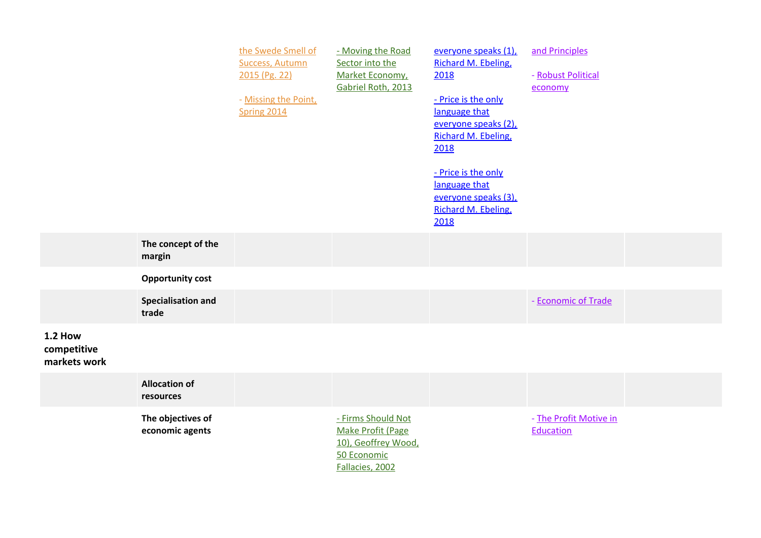| | | | | | | |
|---|---|---|---|---|---|---|
| | | the Swede Smell of Success, Autumn 2015 (Pg. 22)<br><br>- Missing the Point, Spring 2014 | - Moving the Road Sector into the Market Economy, Gabriel Roth, 2013 | everyone speaks (1), Richard M. Ebeling, 2018<br><br>- Price is the only language that everyone speaks (2), Richard M. Ebeling, 2018<br><br>- Price is the only language that everyone speaks (3), Richard M. Ebeling, 2018 | and Principles<br><br>- Robust Political economy | |
| | **The concept of the margin** | | | | | |
| | **Opportunity cost** | | | | | |
| | **Specialisation and trade** | | | | - Economic of Trade | |
| **1.2 How competitive markets work** | | | | | | |
| | **Allocation of resources** | | | | | |
| | **The objectives of economic agents** | | - Firms Should Not Make Profit (Page 10), Geoffrey Wood, 50 Economic Fallacies, 2002 | | - The Profit Motive in Education | |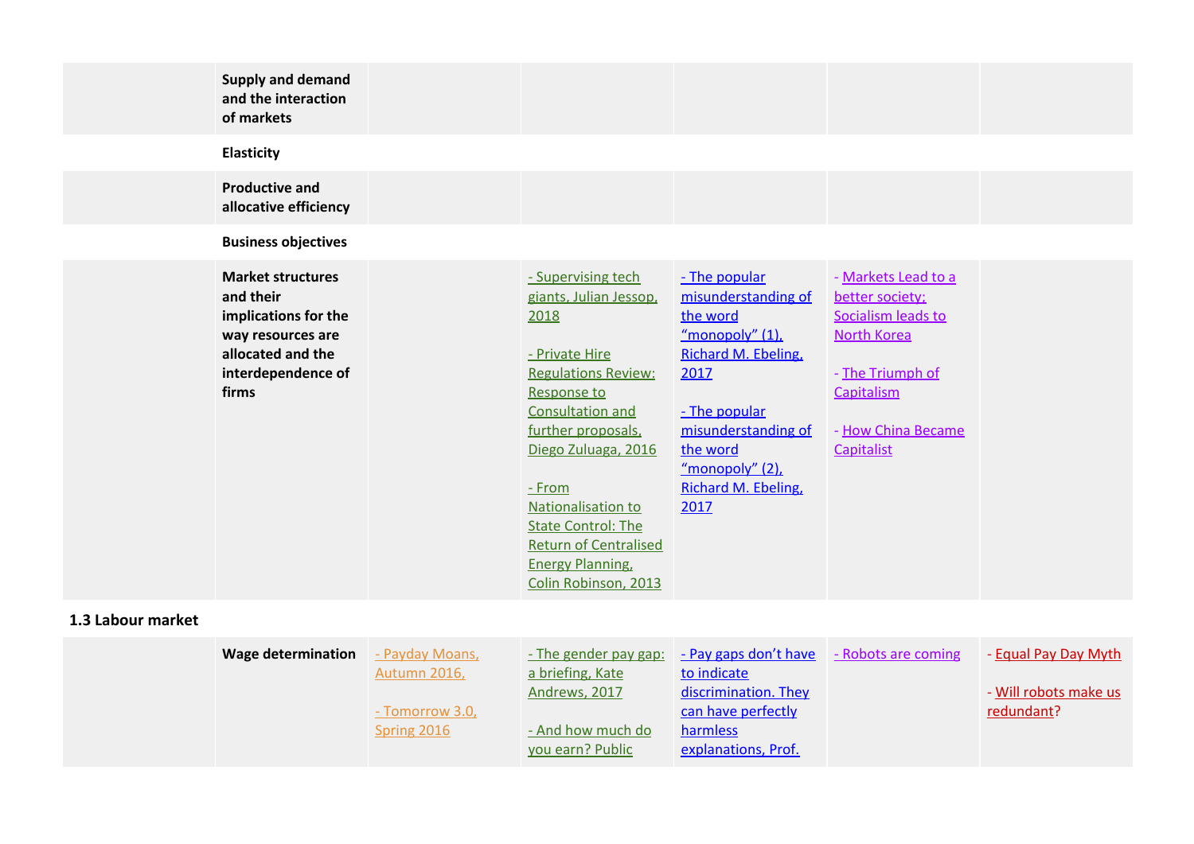| | | | | | | |
|---|---|---|---|---|---|---|
| | **Supply and demand and the interaction of markets** | | | | | |
| | **Elasticity** | | | | | |
| | **Productive and allocative efficiency** | | | | | |
| | **Business objectives** | | | | | |
| | **Market structures and their implications for the way resources are allocated and the interdependence of firms** | | - Supervising tech giants, Julian Jessop, 2018<br><br>- Private Hire Regulations Review: Response to Consultation and further proposals, Diego Zuluaga, 2016<br><br>- From Nationalisation to State Control: The Return of Centralised Energy Planning, Colin Robinson, 2013 | - The popular misunderstanding of the word "monopoly" (1), Richard M. Ebeling, 2017<br><br>- The popular misunderstanding of the word "monopoly" (2), Richard M. Ebeling, 2017 | - Markets Lead to a better society; Socialism leads to North Korea<br><br>- The Triumph of Capitalism<br><br>- How China Became Capitalist | |

**1.3 Labour market**

| | | | | | | |
|---|---|---|---|---|---|---|
| | **Wage determination** | - Payday Moans, Autumn 2016,<br><br>- Tomorrow 3.0, Spring 2016 | - The gender pay gap: a briefing, Kate Andrews, 2017<br><br>- And how much do you earn? Public | - Pay gaps don't have to indicate discrimination. They can have perfectly harmless explanations, Prof. | - Robots are coming | - Equal Pay Day Myth<br><br>- Will robots make us redundant? |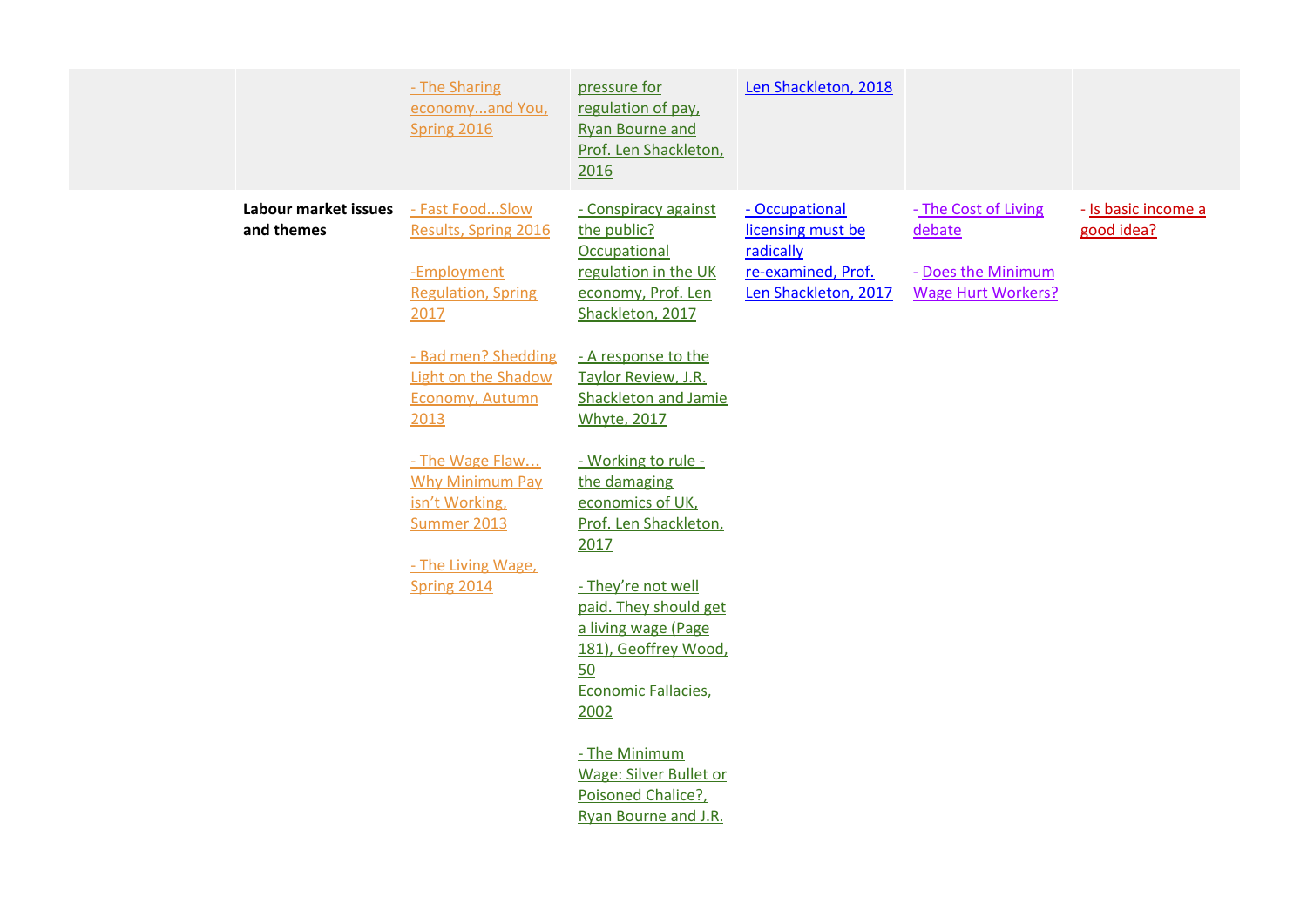| | | | | | | |
|---|---|---|---|---|---|---|
| | | - The Sharing economy...and You, Spring 2016 | pressure for regulation of pay, Ryan Bourne and Prof. Len Shackleton, 2016 | Len Shackleton, 2018 | | |
| | **Labour market issues and themes** | - Fast Food...Slow Results, Spring 2016<br><br>-Employment Regulation, Spring 2017<br><br>- Bad men? Shedding Light on the Shadow Economy, Autumn 2013<br><br>- The Wage Flaw… Why Minimum Pay isn't Working, Summer 2013<br><br>- The Living Wage, Spring 2014 | - Conspiracy against the public? Occupational regulation in the UK economy, Prof. Len Shackleton, 2017<br><br>- A response to the Taylor Review, J.R. Shackleton and Jamie Whyte, 2017<br><br>- Working to rule - the damaging economics of UK, Prof. Len Shackleton, 2017<br><br>- They're not well paid. They should get a living wage (Page 181), Geoffrey Wood, 50 Economic Fallacies, 2002<br><br>- The Minimum Wage: Silver Bullet or Poisoned Chalice?, Ryan Bourne and J.R. | - Occupational licensing must be radically re-examined, Prof. Len Shackleton, 2017 | - The Cost of Living debate<br><br>- Does the Minimum Wage Hurt Workers? | - Is basic income a good idea? |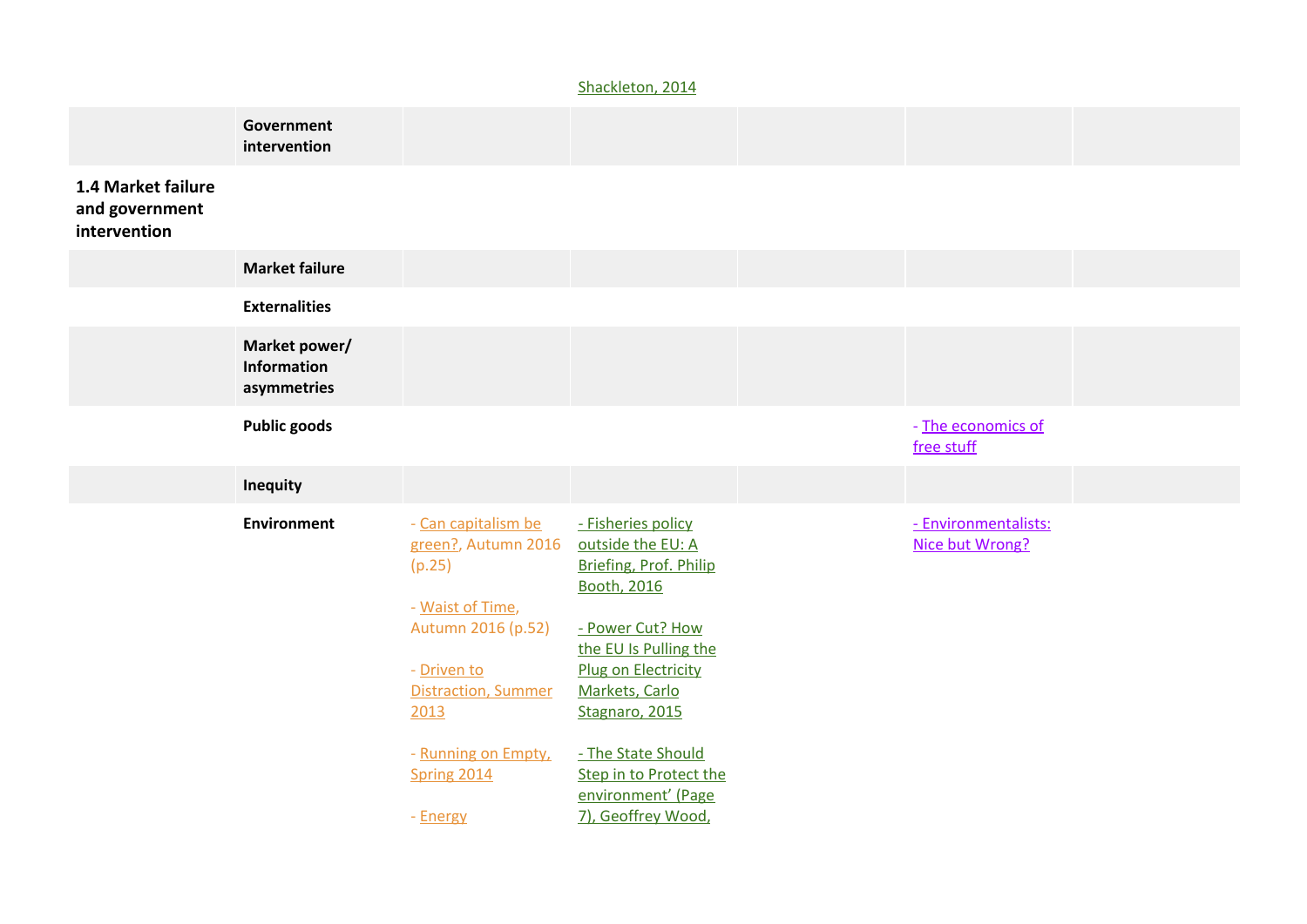| | | | | | | |
|---|---|---|---|---|---|---|
| | | | Shackleton, 2014 | | | |
| | **Government intervention** | | | | | |
| **1.4 Market failure and government intervention** | | | | | | |
| | **Market failure** | | | | | |
| | **Externalities** | | | | | |
| | **Market power/ Information asymmetries** | | | | | |
| | **Public goods** | | | | - The economics of free stuff | |
| | **Inequity** | | | | | |
| | **Environment** | - Can capitalism be green?, Autumn 2016 (p.25)<br><br>- Waist of Time, Autumn 2016 (p.52)<br><br>- Driven to Distraction, Summer 2013<br><br>- Running on Empty, Spring 2014<br><br>- Energy | - Fisheries policy outside the EU: A Briefing, Prof. Philip Booth, 2016<br><br>- Power Cut? How the EU Is Pulling the Plug on Electricity Markets, Carlo Stagnaro, 2015<br><br>- The State Should Step in to Protect the environment' (Page 7), Geoffrey Wood, | | - Environmentalists: Nice but Wrong? | |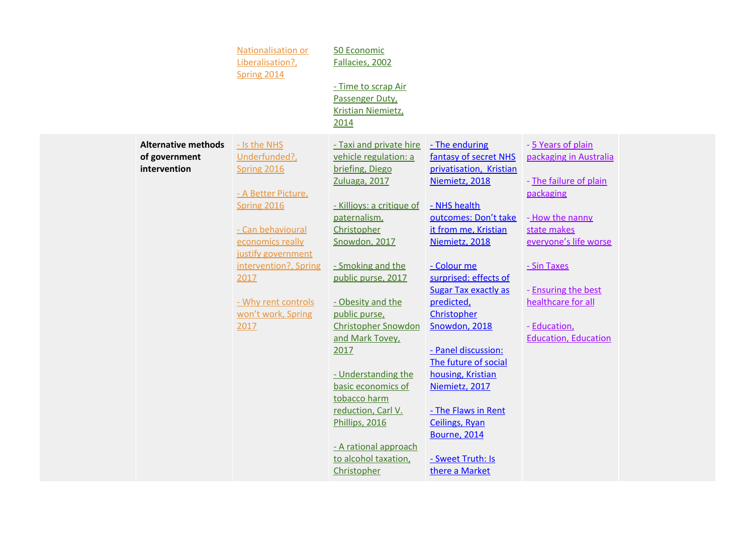| | | | | | | |
|---|---|---|---|---|---|---|
| | | Nationalisation or Liberalisation?, Spring 2014 | 50 Economic Fallacies, 2002<br><br>- Time to scrap Air Passenger Duty, Kristian Niemietz, 2014 | | | |
| | **Alternative methods of government intervention** | - Is the NHS Underfunded?, Spring 2016<br><br>- A Better Picture, Spring 2016<br><br>- Can behavioural economics really justify government intervention?, Spring 2017<br><br>- Why rent controls won't work, Spring 2017 | - Taxi and private hire vehicle regulation: a briefing, Diego Zuluaga, 2017<br><br>- Killjoys: a critique of paternalism, Christopher Snowdon, 2017<br><br>- Smoking and the public purse, 2017<br><br>- Obesity and the public purse, Christopher Snowdon and Mark Tovey, 2017<br><br>- Understanding the basic economics of tobacco harm reduction, Carl V. Phillips, 2016<br><br>- A rational approach to alcohol taxation, Christopher | - The enduring fantasy of secret NHS privatisation, Kristian Niemietz, 2018<br><br>- NHS health outcomes: Don't take it from me, Kristian Niemietz, 2018<br><br>- Colour me surprised: effects of Sugar Tax exactly as predicted, Christopher Snowdon, 2018<br><br>- Panel discussion: The future of social housing, Kristian Niemietz, 2017<br><br>- The Flaws in Rent Ceilings, Ryan Bourne, 2014<br><br>- Sweet Truth: Is there a Market | - 5 Years of plain packaging in Australia<br><br>- The failure of plain packaging<br><br>- How the nanny state makes everyone's life worse<br><br>- Sin Taxes<br><br>- Ensuring the best healthcare for all<br><br>- Education, Education, Education | |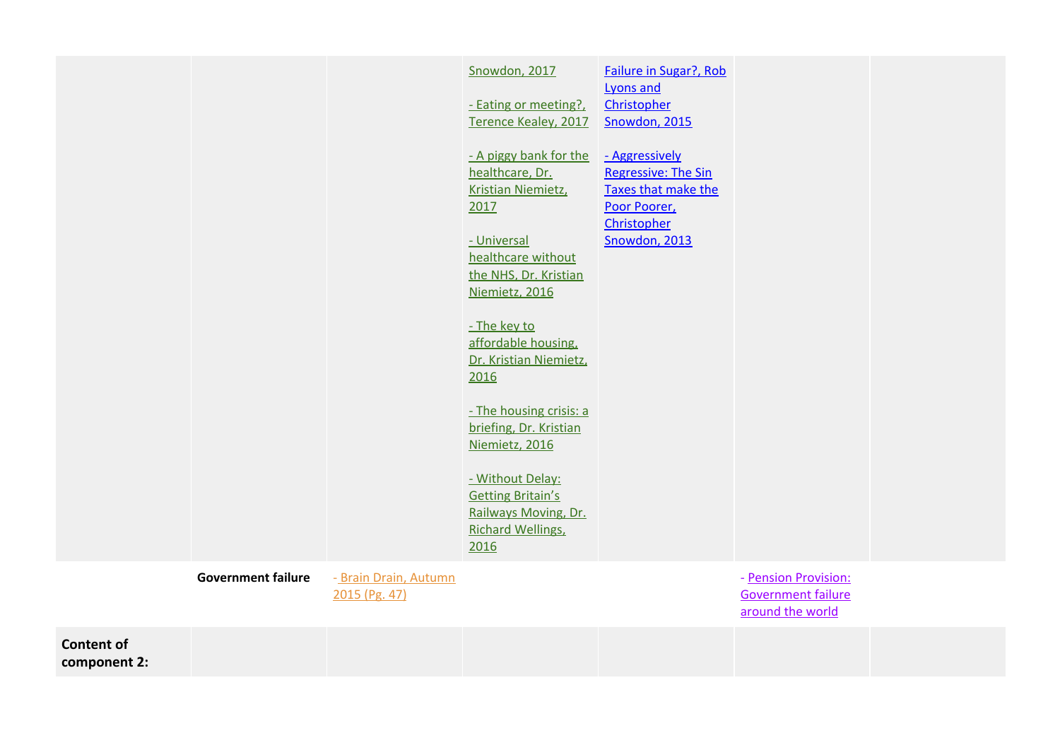| | | | | | | |
|---|---|---|---|---|---|---|
| | | | Snowdon, 2017<br><br>- Eating or meeting?, Terence Kealey, 2017<br><br>- A piggy bank for the healthcare, Dr. Kristian Niemietz, 2017<br><br>- Universal healthcare without the NHS, Dr. Kristian Niemietz, 2016<br><br>- The key to affordable housing, Dr. Kristian Niemietz, 2016<br><br>- The housing crisis: a briefing, Dr. Kristian Niemietz, 2016<br><br>- Without Delay: Getting Britain's Railways Moving, Dr. Richard Wellings, 2016 | Failure in Sugar?, Rob Lyons and Christopher Snowdon, 2015<br><br>- Aggressively Regressive: The Sin Taxes that make the Poor Poorer, Christopher Snowdon, 2013 | | |
| | **Government failure** | - Brain Drain, Autumn 2015 (Pg. 47) | | | - Pension Provision: Government failure around the world | |
| **Content of component 2:** | | | | | | |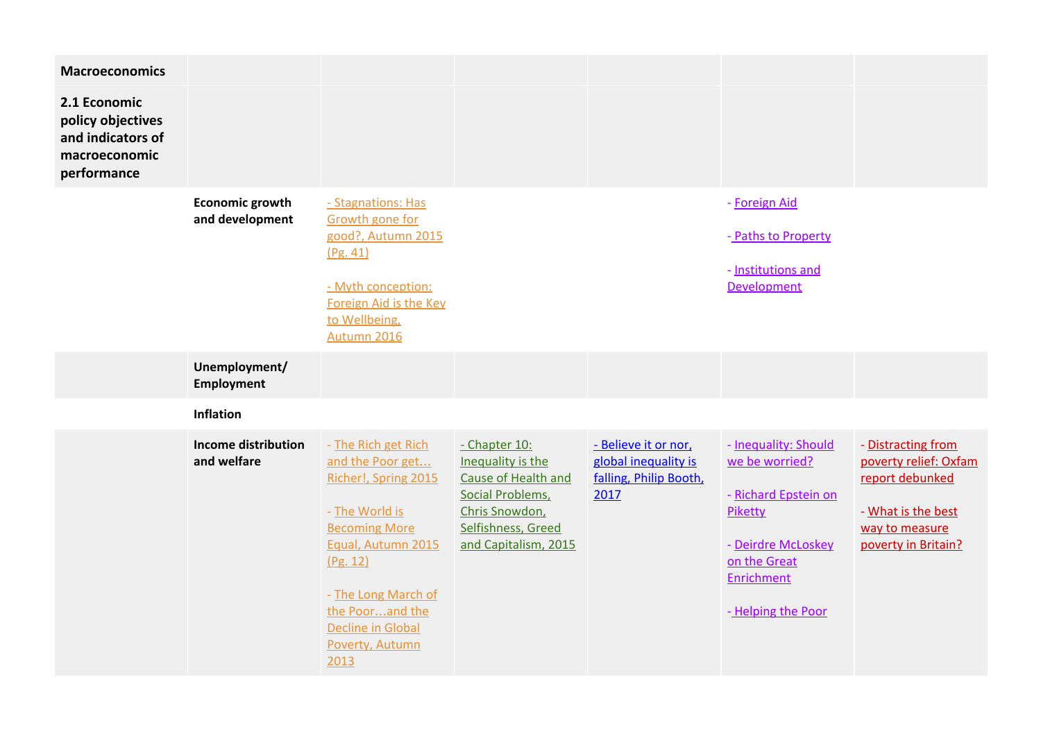| Macroeconomics | | | | | | |
|---|---|---|---|---|---|---|
| **2.1 Economic policy objectives and indicators of macroeconomic performance** | | | | | | |
| | **Economic growth and development** | - Stagnations: Has Growth gone for good?, Autumn 2015 (Pg. 41)<br><br>- Myth conception: Foreign Aid is the Key to Wellbeing, Autumn 2016 | | | - Foreign Aid<br><br>- Paths to Property<br><br>- Institutions and Development | |
| | **Unemployment/ Employment** | | | | | |
| | **Inflation** | | | | | |
| | **Income distribution and welfare** | - The Rich get Rich and the Poor get… Richer!, Spring 2015<br><br>- The World is Becoming More Equal, Autumn 2015 (Pg. 12)<br><br>- The Long March of the Poor…and the Decline in Global Poverty, Autumn 2013 | - Chapter 10: Inequality is the Cause of Health and Social Problems, Chris Snowdon, Selfishness, Greed and Capitalism, 2015 | - Believe it or nor, global inequality is falling, Philip Booth, 2017 | - Inequality: Should we be worried?<br><br>- Richard Epstein on Piketty<br><br>- Deirdre McLoskey on the Great Enrichment<br><br>- Helping the Poor | - Distracting from poverty relief: Oxfam report debunked<br><br>- What is the best way to measure poverty in Britain? |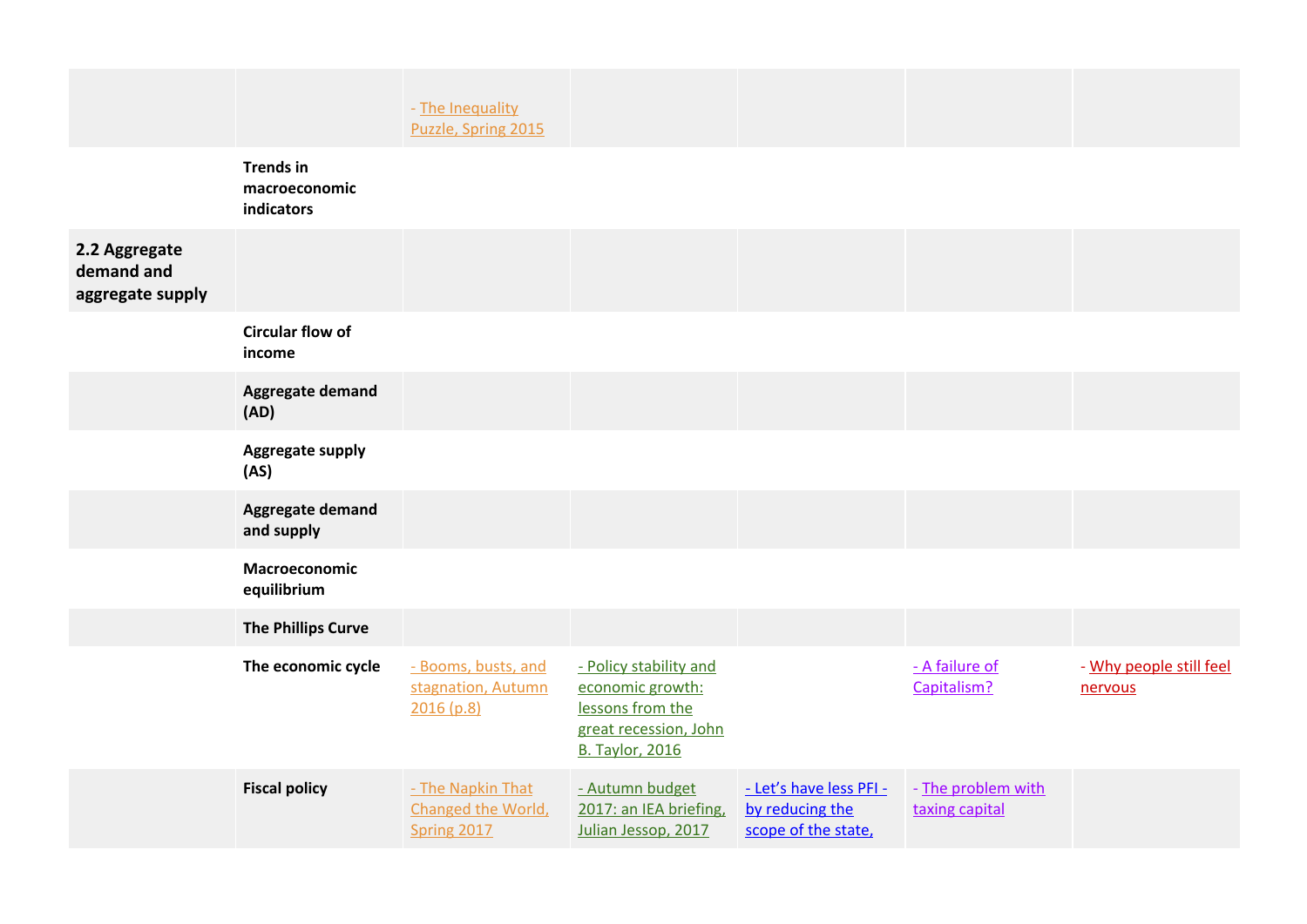| | | | | | | |
|---|---|---|---|---|---|---|
| | | - The Inequality Puzzle, Spring 2015 | | | | |
| | **Trends in macroeconomic indicators** | | | | | |
| **2.2 Aggregate demand and aggregate supply** | | | | | | |
| | **Circular flow of income** | | | | | |
| | **Aggregate demand (AD)** | | | | | |
| | **Aggregate supply (AS)** | | | | | |
| | **Aggregate demand and supply** | | | | | |
| | **Macroeconomic equilibrium** | | | | | |
| | **The Phillips Curve** | | | | | |
| | **The economic cycle** | - Booms, busts, and stagnation, Autumn 2016 (p.8) | - Policy stability and economic growth: lessons from the great recession, John B. Taylor, 2016 | | - A failure of Capitalism? | - Why people still feel nervous |
| | **Fiscal policy** | - The Napkin That Changed the World, Spring 2017 | - Autumn budget 2017: an IEA briefing, Julian Jessop, 2017 | - Let's have less PFI - by reducing the scope of the state, | - The problem with taxing capital | |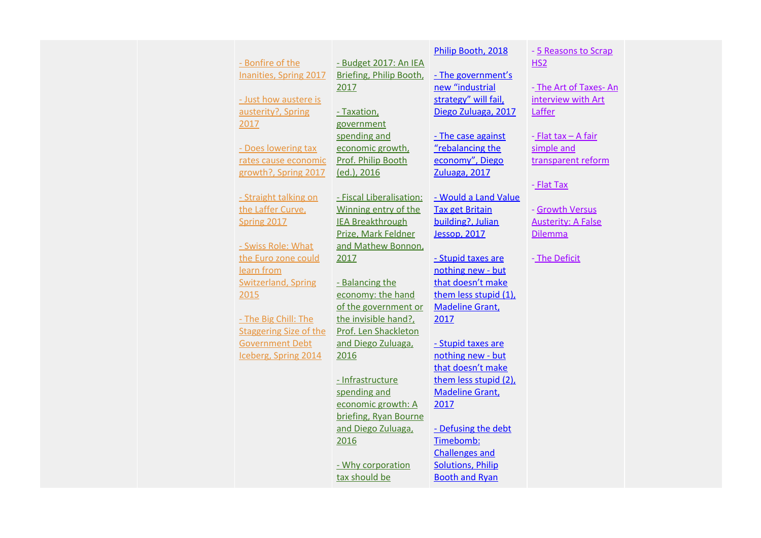| | | | | | | |
|---|---|---|---|---|---|---|
| | | - Bonfire of the Inanities, Spring 2017<br><br>- Just how austere is austerity?, Spring 2017<br><br>- Does lowering tax rates cause economic growth?, Spring 2017<br><br>- Straight talking on the Laffer Curve, Spring 2017<br><br>- Swiss Role: What the Euro zone could learn from Switzerland, Spring 2015<br><br>- The Big Chill: The Staggering Size of the Government Debt Iceberg, Spring 2014 | - Budget 2017: An IEA Briefing, Philip Booth, 2017<br><br>- Taxation, government spending and economic growth, Prof. Philip Booth (ed.), 2016<br><br>- Fiscal Liberalisation: Winning entry of the IEA Breakthrough Prize, Mark Feldner and Mathew Bonnon, 2017<br><br>- Balancing the economy: the hand of the government or the invisible hand?, Prof. Len Shackleton and Diego Zuluaga, 2016<br><br>- Infrastructure spending and economic growth: A briefing, Ryan Bourne and Diego Zuluaga, 2016<br><br>- Why corporation tax should be | Philip Booth, 2018<br><br>- The government's new "industrial strategy" will fail, Diego Zuluaga, 2017<br><br>- The case against "rebalancing the economy", Diego Zuluaga, 2017<br><br>- Would a Land Value Tax get Britain building?, Julian Jessop, 2017<br><br>- Stupid taxes are nothing new - but that doesn't make them less stupid (1), Madeline Grant, 2017<br><br>- Stupid taxes are nothing new - but that doesn't make them less stupid (2), Madeline Grant, 2017<br><br>- Defusing the debt Timebomb: Challenges and Solutions, Philip Booth and Ryan | - 5 Reasons to Scrap HS2<br><br>- The Art of Taxes- An interview with Art Laffer<br><br>- Flat tax – A fair simple and transparent reform<br><br>- Flat Tax<br><br>- Growth Versus Austerity: A False Dilemma<br><br>- The Deficit | |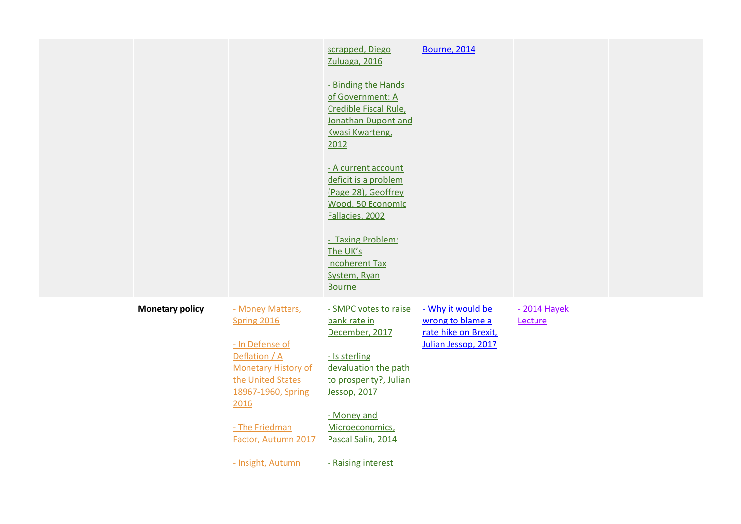| | | | | | | |
|---|---|---|---|---|---|---|
| | | | scrapped, Diego Zuluaga, 2016<br><br>- Binding the Hands of Government: A Credible Fiscal Rule, Jonathan Dupont and Kwasi Kwarteng, 2012<br><br>- A current account deficit is a problem (Page 28), Geoffrey Wood, 50 Economic Fallacies, 2002<br><br>- Taxing Problem: The UK's Incoherent Tax System, Ryan Bourne | Bourne, 2014 | | |
| | **Monetary policy** | - Money Matters, Spring 2016<br><br>- In Defense of Deflation / A Monetary History of the United States 18967-1960, Spring 2016<br><br>- The Friedman Factor, Autumn 2017<br><br>- Insight, Autumn | - SMPC votes to raise bank rate in December, 2017<br><br>- Is sterling devaluation the path to prosperity?, Julian Jessop, 2017<br><br>- Money and Microeconomics, Pascal Salin, 2014<br><br>- Raising interest | - Why it would be wrong to blame a rate hike on Brexit, Julian Jessop, 2017 | - 2014 Hayek Lecture | |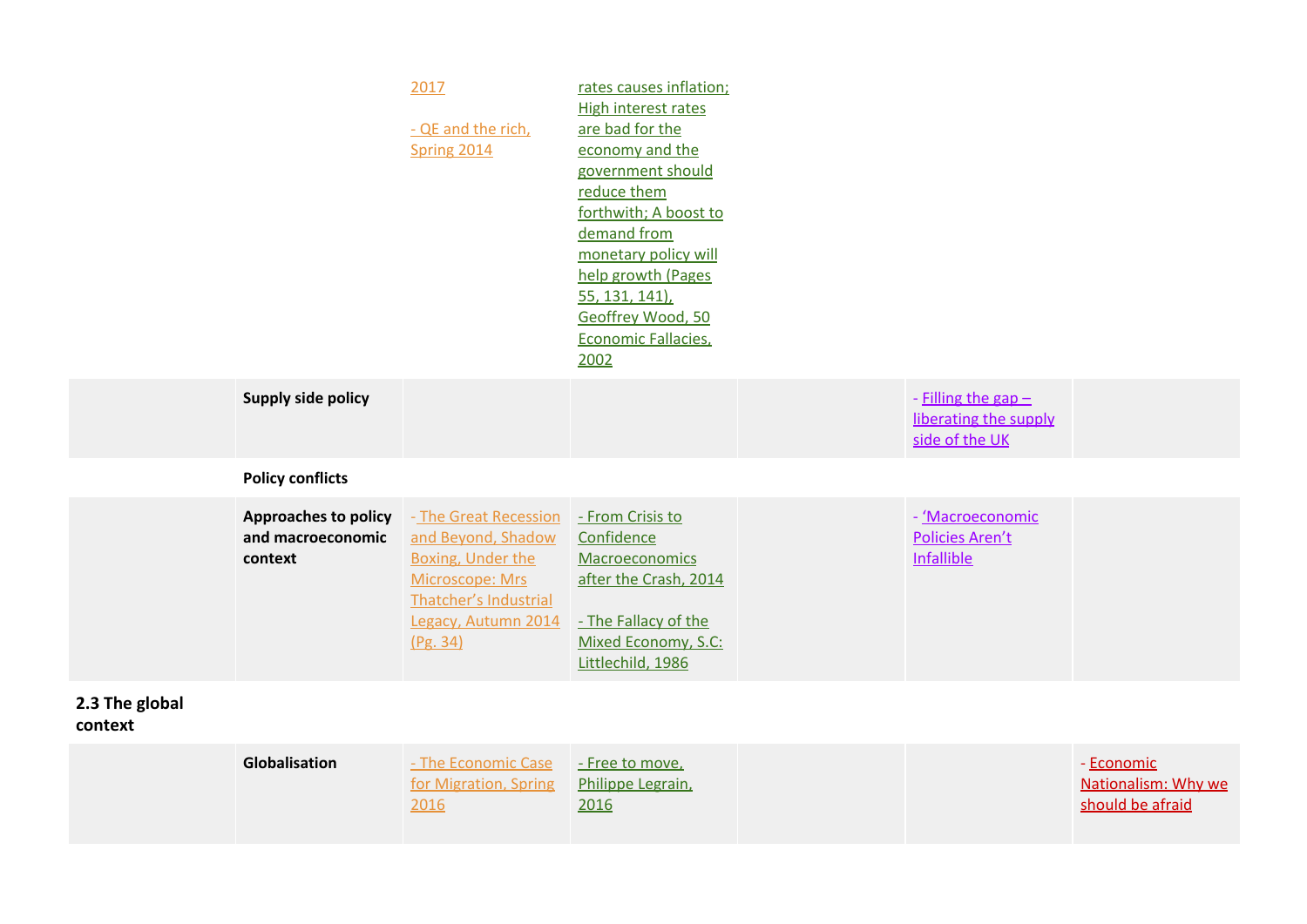| | | | | | | |
|---|---|---|---|---|---|---|
| | | 2017<br><br>- QE and the rich, Spring 2014 | rates causes inflation; High interest rates are bad for the economy and the government should reduce them forthwith; A boost to demand from monetary policy will help growth (Pages 55, 131, 141), Geoffrey Wood, 50 Economic Fallacies, 2002 | | | |
| | **Supply side policy** | | | | - Filling the gap – liberating the supply side of the UK | |
| | **Policy conflicts** | | | | | |
| | **Approaches to policy and macroeconomic context** | - The Great Recession and Beyond, Shadow Boxing, Under the Microscope: Mrs Thatcher's Industrial Legacy, Autumn 2014 (Pg. 34) | - From Crisis to Confidence Macroeconomics after the Crash, 2014<br><br>- The Fallacy of the Mixed Economy, S.C: Littlechild, 1986 | | - 'Macroeconomic Policies Aren't Infallible | |
| **2.3 The global context** | | | | | | |
| | **Globalisation** | - The Economic Case for Migration, Spring 2016 | - Free to move, Philippe Legrain, 2016 | | | - Economic Nationalism: Why we should be afraid |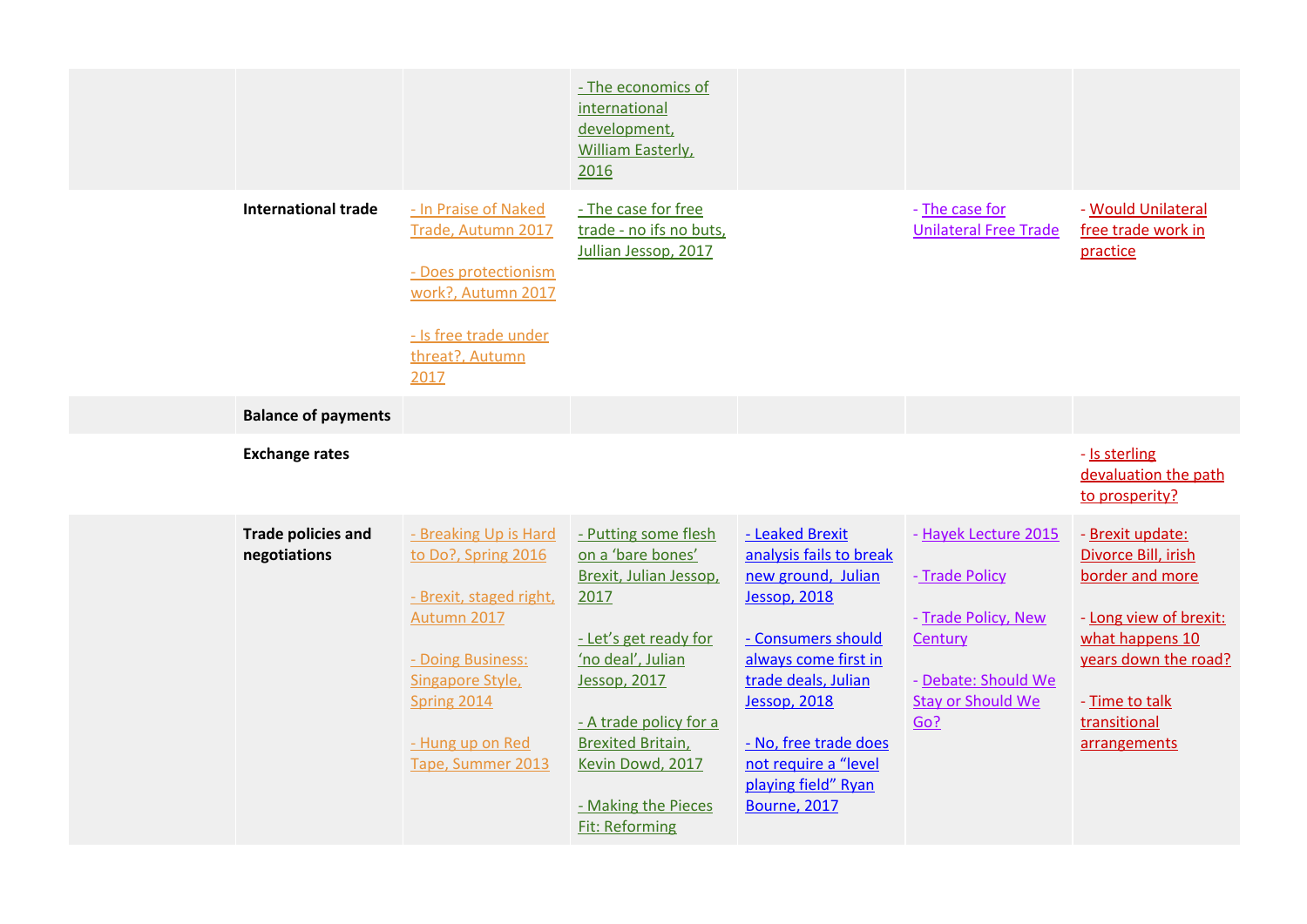| | | | | | | |
|---|---|---|---|---|---|---|
| | | | - The economics of international development, William Easterly, 2016 | | | |
| | **International trade** | - In Praise of Naked Trade, Autumn 2017<br><br>- Does protectionism work?, Autumn 2017<br><br>- Is free trade under threat?, Autumn 2017 | - The case for free trade - no ifs no buts, Jullian Jessop, 2017 | | - The case for Unilateral Free Trade | - Would Unilateral free trade work in practice |
| | **Balance of payments** | | | | | |
| | **Exchange rates** | | | | | - Is sterling devaluation the path to prosperity? |
| | **Trade policies and negotiations** | - Breaking Up is Hard to Do?, Spring 2016<br><br>- Brexit, staged right, Autumn 2017<br><br>- Doing Business: Singapore Style, Spring 2014<br><br>- Hung up on Red Tape, Summer 2013 | - Putting some flesh on a 'bare bones' Brexit, Julian Jessop, 2017<br><br>- Let's get ready for 'no deal', Julian Jessop, 2017<br><br>- A trade policy for a Brexited Britain, Kevin Dowd, 2017<br><br>- Making the Pieces Fit: Reforming | - Leaked Brexit analysis fails to break new ground, Julian Jessop, 2018<br><br>- Consumers should always come first in trade deals, Julian Jessop, 2018<br><br>- No, free trade does not require a "level playing field" Ryan Bourne, 2017 | - Hayek Lecture 2015<br><br>- Trade Policy<br><br>- Trade Policy, New Century<br><br>- Debate: Should We Stay or Should We Go? | - Brexit update: Divorce Bill, irish border and more<br><br>- Long view of brexit: what happens 10 years down the road?<br><br>- Time to talk transitional arrangements |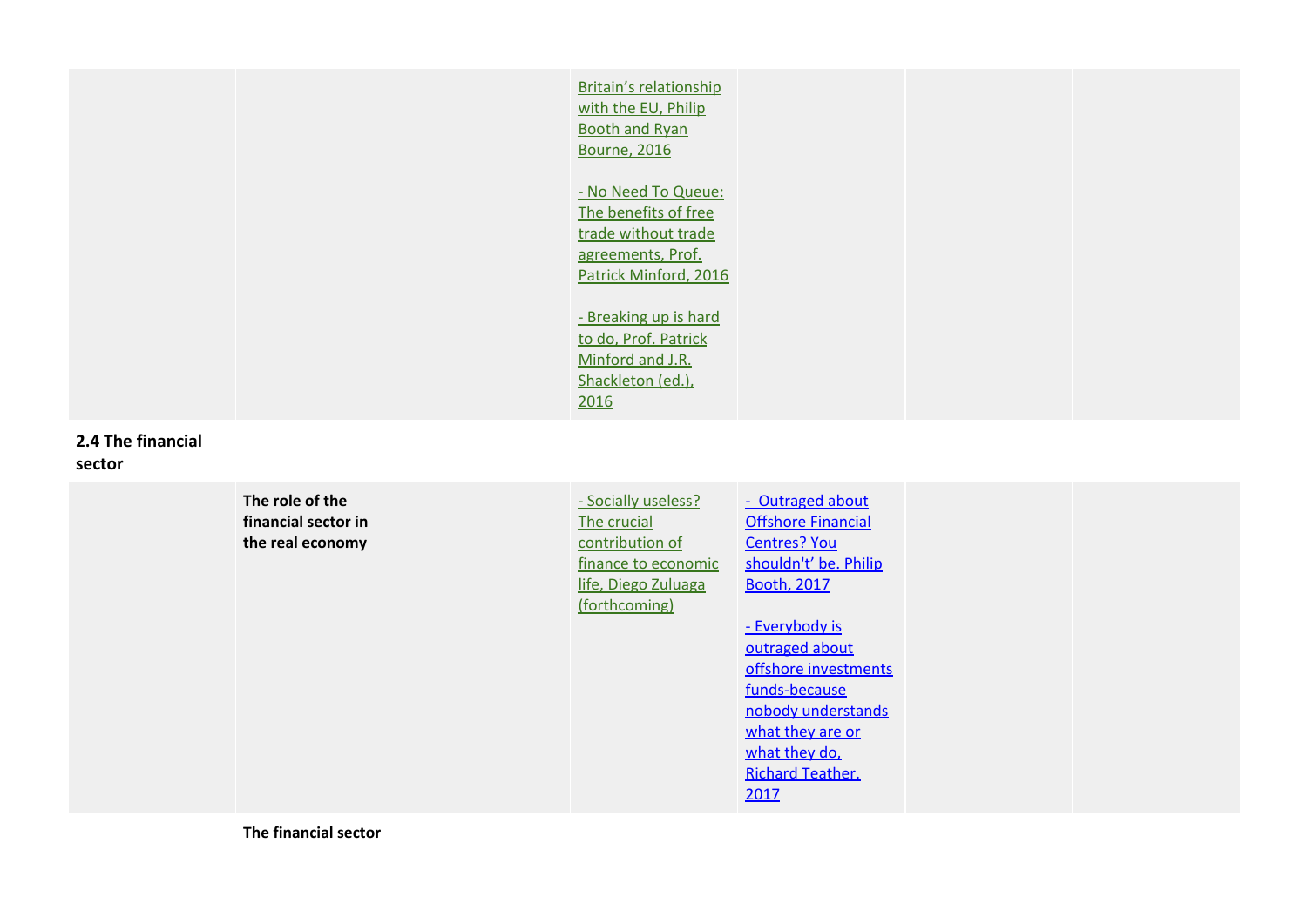| | | | | | | |
|---|---|---|---|---|---|---|
| | | | Britain's relationship with the EU, Philip Booth and Ryan Bourne, 2016<br><br>- No Need To Queue: The benefits of free trade without trade agreements, Prof. Patrick Minford, 2016<br><br>- Breaking up is hard to do, Prof. Patrick Minford and J.R. Shackleton (ed.), 2016 | | | |

**2.4 The financial sector**

| | | | | | | |
|---|---|---|---|---|---|---|
| | **The role of the financial sector in the real economy** | | - Socially useless? The crucial contribution of finance to economic life, Diego Zuluaga (forthcoming) | - Outraged about Offshore Financial Centres? You shouldn't' be. Philip Booth, 2017<br><br>- Everybody is outraged about offshore investments funds-because nobody understands what they are or what they do, Richard Teather, 2017 | | |

**The financial sector**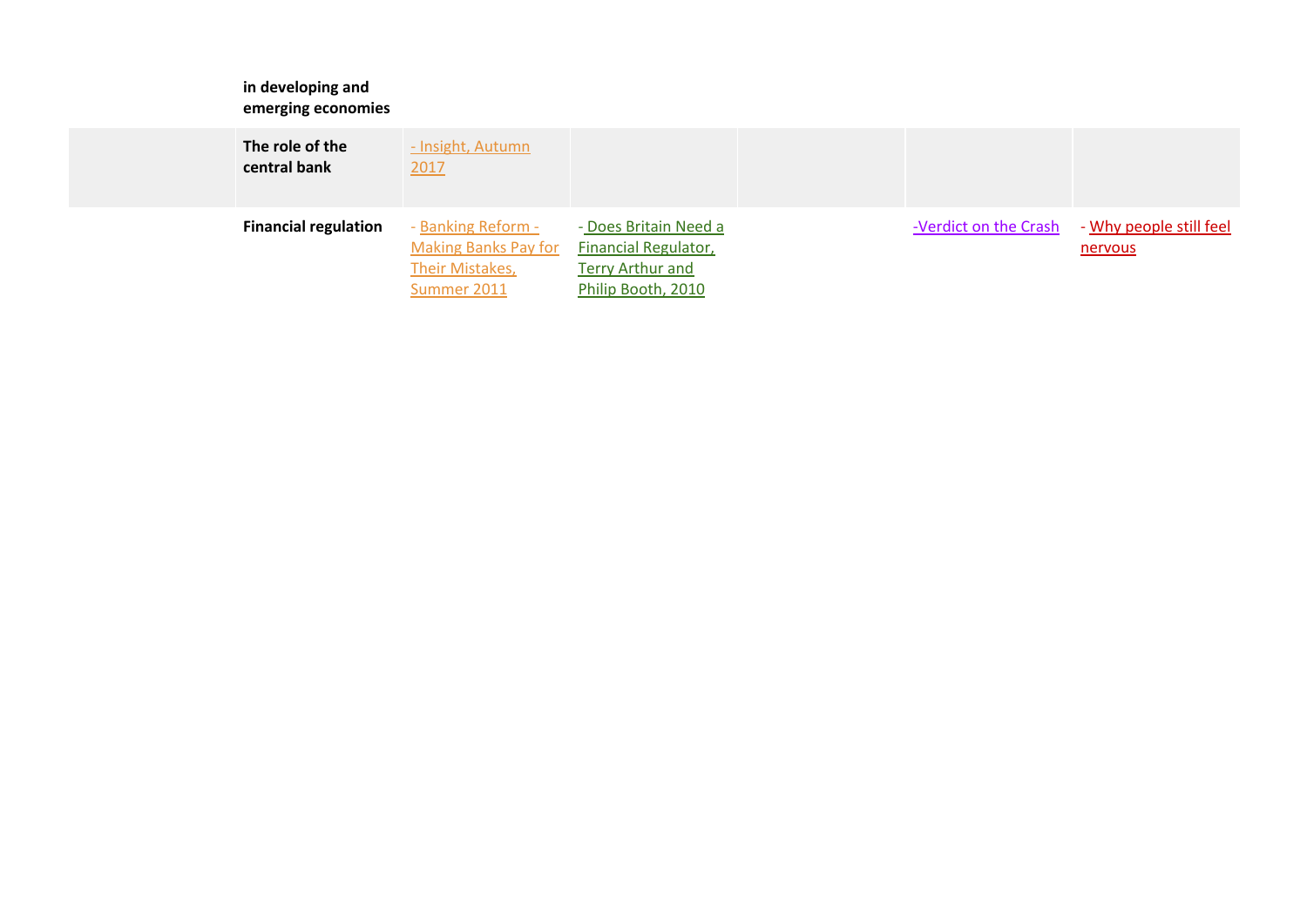| | | | | | | |
|---|---|---|---|---|---|---|
| | **in developing and emerging economies** | | | | | |
| | **The role of the central bank** | - Insight, Autumn 2017 | | | | |
| | **Financial regulation** | - Banking Reform - Making Banks Pay for Their Mistakes, Summer 2011 | - Does Britain Need a Financial Regulator, Terry Arthur and Philip Booth, 2010 | | -Verdict on the Crash | - Why people still feel nervous |